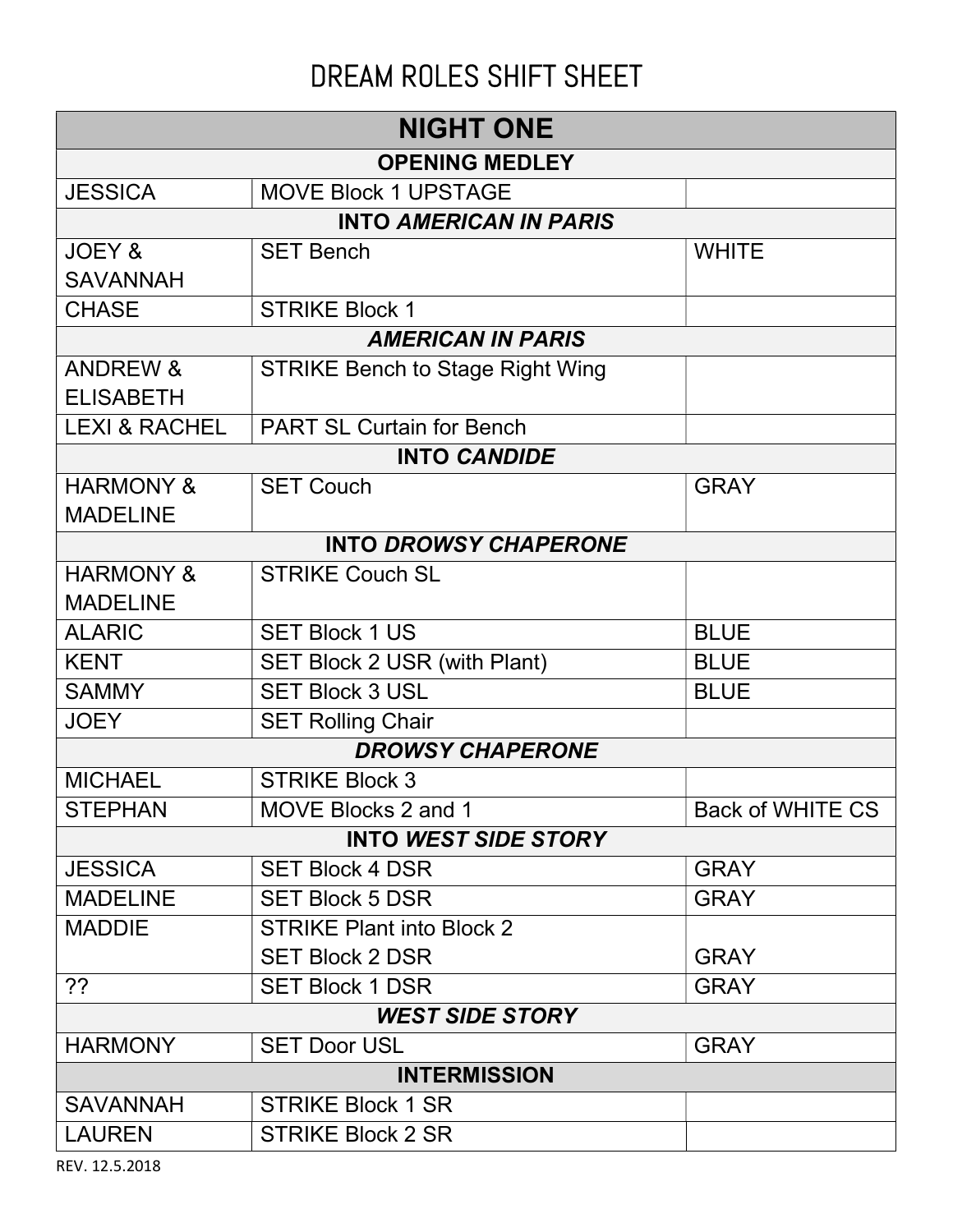# DREAM ROLES SHIFT SHEET

| NIGHT ONE | | |
|---|---|---|
| **OPENING MEDLEY** | | |
| JESSICA | MOVE Block 1 UPSTAGE | |
| **INTO *AMERICAN IN PARIS*** | | |
| JOEY & SAVANNAH | SET Bench | WHITE |
| CHASE | STRIKE Block 1 | |
| ***AMERICAN IN PARIS*** | | |
| ANDREW & ELISABETH | STRIKE Bench to Stage Right Wing | |
| LEXI & RACHEL | PART SL Curtain for Bench | |
| **INTO *CANDIDE*** | | |
| HARMONY & MADELINE | SET Couch | GRAY |
| **INTO *DROWSY CHAPERONE*** | | |
| HARMONY & MADELINE | STRIKE Couch SL | |
| ALARIC | SET Block 1 US | BLUE |
| KENT | SET Block 2 USR (with Plant) | BLUE |
| SAMMY | SET Block 3 USL | BLUE |
| JOEY | SET Rolling Chair | |
| ***DROWSY CHAPERONE*** | | |
| MICHAEL | STRIKE Block 3 | |
| STEPHAN | MOVE Blocks 2 and 1 | Back of WHITE CS |
| **INTO *WEST SIDE STORY*** | | |
| JESSICA | SET Block 4 DSR | GRAY |
| MADELINE | SET Block 5 DSR | GRAY |
| MADDIE | STRIKE Plant into Block 2<br>SET Block 2 DSR | <br>GRAY |
| ?? | SET Block 1 DSR | GRAY |
| ***WEST SIDE STORY*** | | |
| HARMONY | SET Door USL | GRAY |
| **INTERMISSION** | | |
| SAVANNAH | STRIKE Block 1 SR | |
| LAUREN | STRIKE Block 2 SR | |

REV. 12.5.2018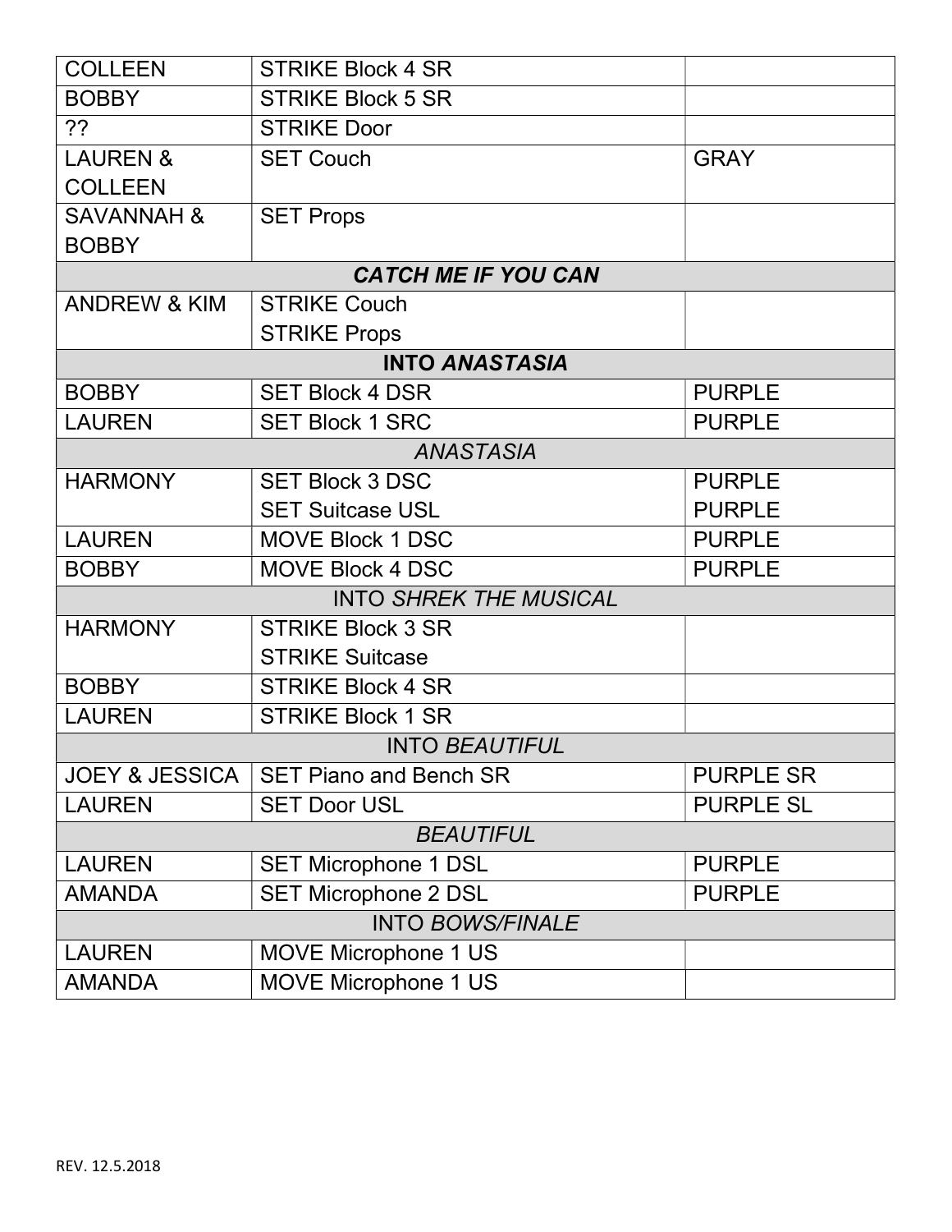| | | |
|---|---|---|
| COLLEEN | STRIKE Block 4 SR | |
| BOBBY | STRIKE Block 5 SR | |
| ?? | STRIKE Door | |
| LAUREN & COLLEEN | SET Couch | GRAY |
| SAVANNAH & BOBBY | SET Props | |
| ***CATCH ME IF YOU CAN*** | | |
| ANDREW & KIM | STRIKE Couch<br>STRIKE Props | |
| **INTO *ANASTASIA*** | | |
| BOBBY | SET Block 4 DSR | PURPLE |
| LAUREN | SET Block 1 SRC | PURPLE |
| *ANASTASIA* | | |
| HARMONY | SET Block 3 DSC<br>SET Suitcase USL | PURPLE<br>PURPLE |
| LAUREN | MOVE Block 1 DSC | PURPLE |
| BOBBY | MOVE Block 4 DSC | PURPLE |
| INTO *SHREK THE MUSICAL* | | |
| HARMONY | STRIKE Block 3 SR<br>STRIKE Suitcase | |
| BOBBY | STRIKE Block 4 SR | |
| LAUREN | STRIKE Block 1 SR | |
| INTO *BEAUTIFUL* | | |
| JOEY & JESSICA | SET Piano and Bench SR | PURPLE SR |
| LAUREN | SET Door USL | PURPLE SL |
| *BEAUTIFUL* | | |
| LAUREN | SET Microphone 1 DSL | PURPLE |
| AMANDA | SET Microphone 2 DSL | PURPLE |
| INTO *BOWS/FINALE* | | |
| LAUREN | MOVE Microphone 1 US | |
| AMANDA | MOVE Microphone 1 US | |

REV. 12.5.2018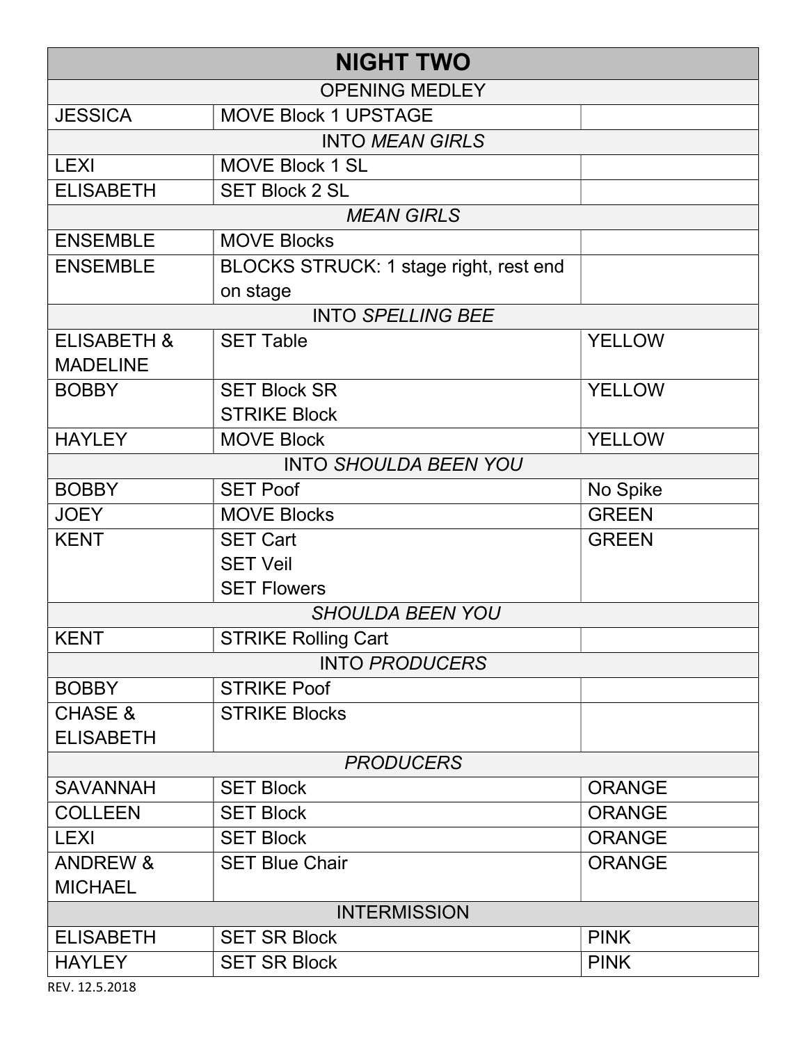| NIGHT TWO | | |
|---|---|---|
| OPENING MEDLEY | | |
| JESSICA | MOVE Block 1 UPSTAGE | |
| INTO *MEAN GIRLS* | | |
| LEXI | MOVE Block 1 SL | |
| ELISABETH | SET Block 2 SL | |
| *MEAN GIRLS* | | |
| ENSEMBLE | MOVE Blocks | |
| ENSEMBLE | BLOCKS STRUCK: 1 stage right, rest end on stage | |
| INTO *SPELLING BEE* | | |
| ELISABETH & MADELINE | SET Table | YELLOW |
| BOBBY | SET Block SR<br>STRIKE Block | YELLOW |
| HAYLEY | MOVE Block | YELLOW |
| INTO *SHOULDA BEEN YOU* | | |
| BOBBY | SET Poof | No Spike |
| JOEY | MOVE Blocks | GREEN |
| KENT | SET Cart<br>SET Veil<br>SET Flowers | GREEN |
| *SHOULDA BEEN YOU* | | |
| KENT | STRIKE Rolling Cart | |
| INTO *PRODUCERS* | | |
| BOBBY | STRIKE Poof | |
| CHASE & ELISABETH | STRIKE Blocks | |
| *PRODUCERS* | | |
| SAVANNAH | SET Block | ORANGE |
| COLLEEN | SET Block | ORANGE |
| LEXI | SET Block | ORANGE |
| ANDREW & MICHAEL | SET Blue Chair | ORANGE |
| INTERMISSION | | |
| ELISABETH | SET SR Block | PINK |
| HAYLEY | SET SR Block | PINK |

REV. 12.5.2018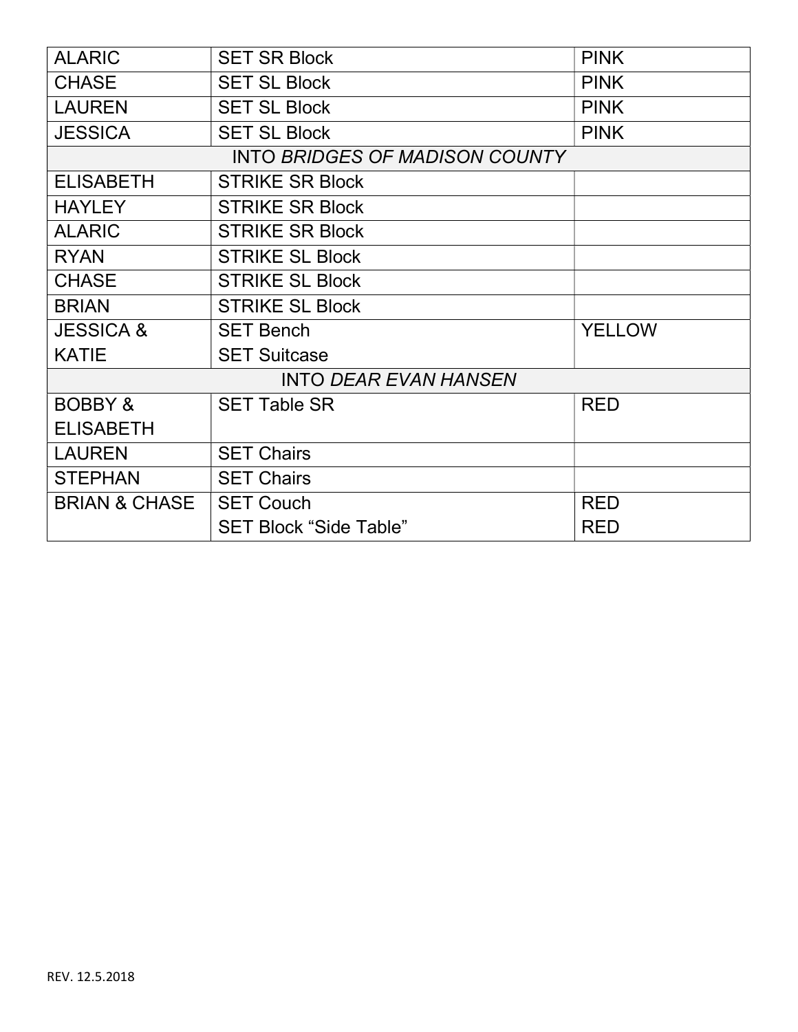| | | |
|---|---|---|
| ALARIC | SET SR Block | PINK |
| CHASE | SET SL Block | PINK |
| LAUREN | SET SL Block | PINK |
| JESSICA | SET SL Block | PINK |
| INTO *BRIDGES OF MADISON COUNTY* | | |
| ELISABETH | STRIKE SR Block | |
| HAYLEY | STRIKE SR Block | |
| ALARIC | STRIKE SR Block | |
| RYAN | STRIKE SL Block | |
| CHASE | STRIKE SL Block | |
| BRIAN | STRIKE SL Block | |
| JESSICA & KATIE | SET Bench<br>SET Suitcase | YELLOW |
| INTO *DEAR EVAN HANSEN* | | |
| BOBBY & ELISABETH | SET Table SR | RED |
| LAUREN | SET Chairs | |
| STEPHAN | SET Chairs | |
| BRIAN & CHASE | SET Couch<br>SET Block "Side Table" | RED<br>RED |

REV. 12.5.2018